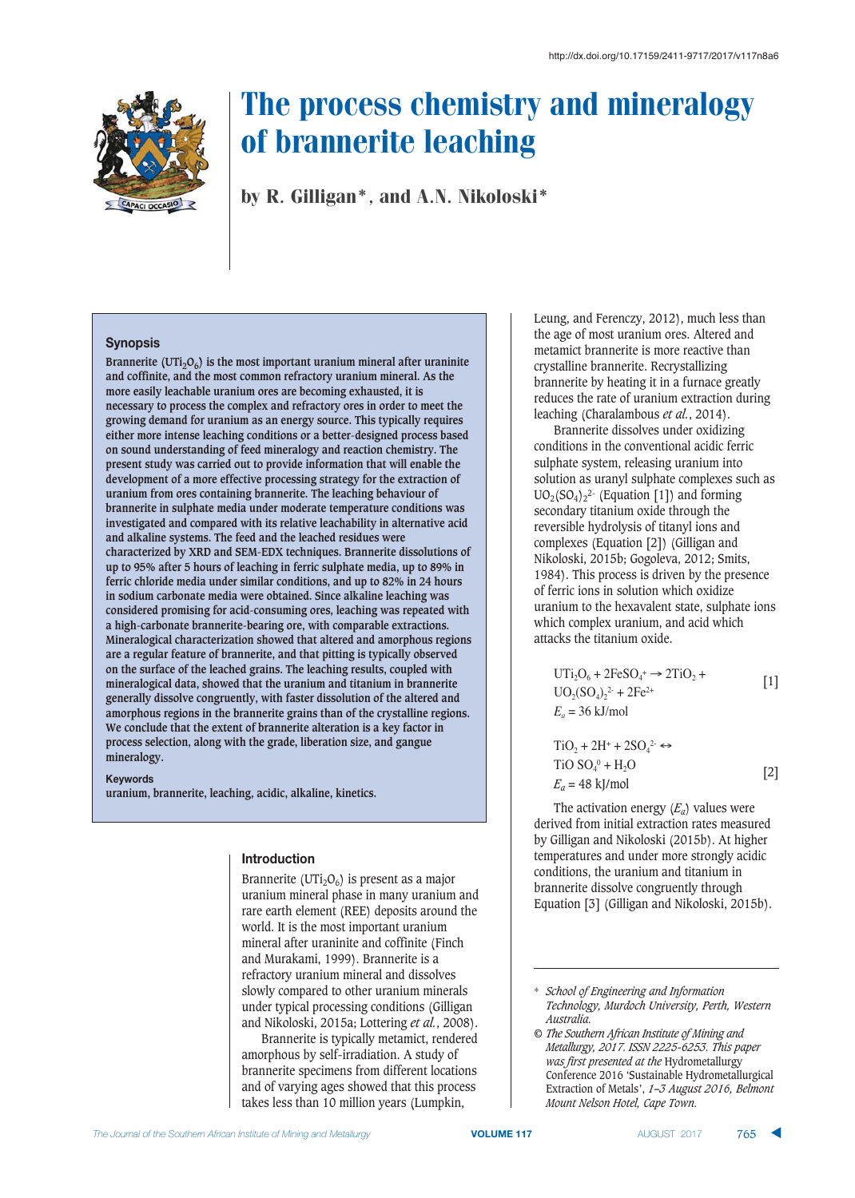http://dx.doi.org/10.17159/2411-9717/2017/v117n8a6

# The process chemistry and mineralogy of brannerite leaching

**by R. Gilligan*, and A.N. Nikoloski***

## Synopsis

Brannerite ($UTi_2O_6$) is the most important uranium mineral after uraninite and coffinite, and the most common refractory uranium mineral. As the more easily leachable uranium ores are becoming exhausted, it is necessary to process the complex and refractory ores in order to meet the growing demand for uranium as an energy source. This typically requires either more intense leaching conditions or a better-designed process based on sound understanding of feed mineralogy and reaction chemistry. The present study was carried out to provide information that will enable the development of a more effective processing strategy for the extraction of uranium from ores containing brannerite. The leaching behaviour of brannerite in sulphate media under moderate temperature conditions was investigated and compared with its relative leachability in alternative acid and alkaline systems. The feed and the leached residues were characterized by XRD and SEM-EDX techniques. Brannerite dissolutions of up to 95% after 5 hours of leaching in ferric sulphate media, up to 89% in ferric chloride media under similar conditions, and up to 82% in 24 hours in sodium carbonate media were obtained. Since alkaline leaching was considered promising for acid-consuming ores, leaching was repeated with a high-carbonate brannerite-bearing ore, with comparable extractions. Mineralogical characterization showed that altered and amorphous regions are a regular feature of brannerite, and that pitting is typically observed on the surface of the leached grains. The leaching results, coupled with mineralogical data, showed that the uranium and titanium in brannerite generally dissolve congruently, with faster dissolution of the altered and amorphous regions in the brannerite grains than of the crystalline regions. We conclude that the extent of brannerite alteration is a key factor in process selection, along with the grade, liberation size, and gangue mineralogy.

**Keywords**
uranium, brannerite, leaching, acidic, alkaline, kinetics.

## Introduction

Brannerite ($UTi_2O_6$) is present as a major uranium mineral phase in many uranium and rare earth element (REE) deposits around the world. It is the most important uranium mineral after uraninite and coffinite (Finch and Murakami, 1999). Brannerite is a refractory uranium mineral and dissolves slowly compared to other uranium minerals under typical processing conditions (Gilligan and Nikoloski, 2015a; Lottering *et al.*, 2008).

Brannerite is typically metamict, rendered amorphous by self-irradiation. A study of brannerite specimens from different locations and of varying ages showed that this process takes less than 10 million years (Lumpkin, Leung, and Ferenczy, 2012), much less than the age of most uranium ores. Altered and metamict brannerite is more reactive than crystalline brannerite. Recrystallizing brannerite by heating it in a furnace greatly reduces the rate of uranium extraction during leaching (Charalambous *et al.*, 2014).

Brannerite dissolves under oxidizing conditions in the conventional acidic ferric sulphate system, releasing uranium into solution as uranyl sulphate complexes such as $UO_2(SO_4)_2^{2-}$ (Equation [1]) and forming secondary titanium oxide through the reversible hydrolysis of titanyl ions and complexes (Equation [2]) (Gilligan and Nikoloski, 2015b; Gogoleva, 2012; Smits, 1984). This process is driven by the presence of ferric ions in solution which oxidize uranium to the hexavalent state, sulphate ions which complex uranium, and acid which attacks the titanium oxide.

$$UTi_2O_6 + 2FeSO_4^+ \rightarrow 2TiO_2 + UO_2(SO_4)_2^{2-} + 2Fe^{2+} \qquad [1]$$
$$E_a = 36 \text{ kJ/mol}$$

$$TiO_2 + 2H^+ + 2SO_4^{2-} \leftrightarrow TiO\,SO_4^0 + H_2O \qquad [2]$$
$$E_a = 48 \text{ kJ/mol}$$

The activation energy ($E_a$) values were derived from initial extraction rates measured by Gilligan and Nikoloski (2015b). At higher temperatures and under more strongly acidic conditions, the uranium and titanium in brannerite dissolve congruently through Equation [3] (Gilligan and Nikoloski, 2015b).

\* *School of Engineering and Information Technology, Murdoch University, Perth, Western Australia.*

© *The Southern African Institute of Mining and Metallurgy, 2017. ISSN 2225-6253. This paper was first presented at the* Hydrometallurgy Conference 2016 'Sustainable Hydrometallurgical Extraction of Metals', *1–3 August 2016, Belmont Mount Nelson Hotel, Cape Town.*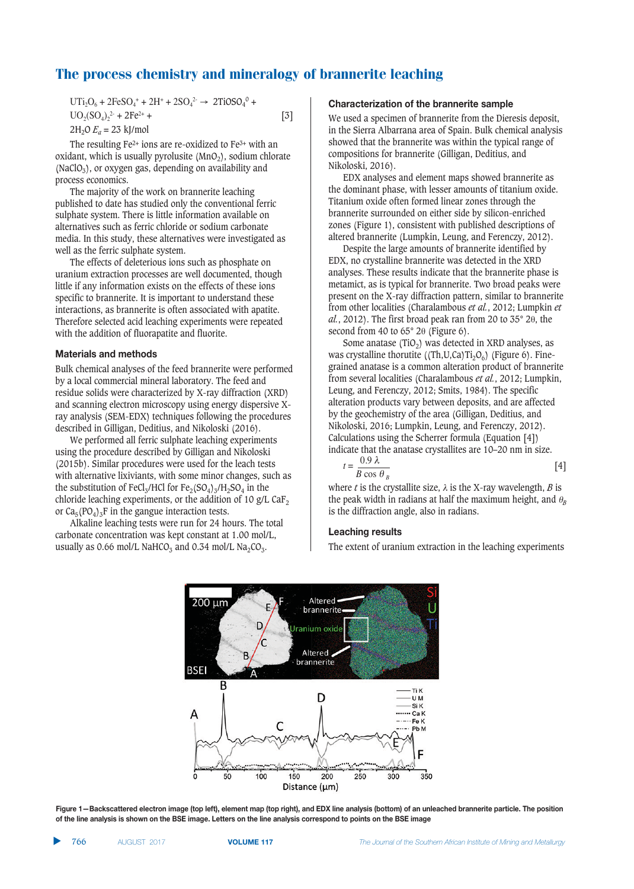$$UTi_2O_6 + 2FeSO_4^+ + 2H^+ + 2SO_4^{2-} \rightarrow 2TiOSO_4^0 + UO_2(SO_4)_2^{2-} + 2Fe^{2+} + 2H_2O \quad E_a = 23 \text{ kJ/mol} \qquad [3]$$

The resulting $Fe^{2+}$ ions are re-oxidized to $Fe^{3+}$ with an oxidant, which is usually pyrolusite ($MnO_2$), sodium chlorate ($NaClO_3$), or oxygen gas, depending on availability and process economics.

The majority of the work on brannerite leaching published to date has studied only the conventional ferric sulphate system. There is little information available on alternatives such as ferric chloride or sodium carbonate media. In this study, these alternatives were investigated as well as the ferric sulphate system.

The effects of deleterious ions such as phosphate on uranium extraction processes are well documented, though little if any information exists on the effects of these ions specific to brannerite. It is important to understand these interactions, as brannerite is often associated with apatite. Therefore selected acid leaching experiments were repeated with the addition of fluorapatite and fluorite.

## Materials and methods

Bulk chemical analyses of the feed brannerite were performed by a local commercial mineral laboratory. The feed and residue solids were characterized by X-ray diffraction (XRD) and scanning electron microscopy using energy dispersive X-ray analysis (SEM-EDX) techniques following the procedures described in Gilligan, Deditius, and Nikoloski (2016).

We performed all ferric sulphate leaching experiments using the procedure described by Gilligan and Nikoloski (2015b). Similar procedures were used for the leach tests with alternative lixiviants, with some minor changes, such as the substitution of $FeCl_3$/HCl for $Fe_2(SO_4)_3$/$H_2SO_4$ in the chloride leaching experiments, or the addition of 10 g/L $CaF_2$ or $Ca_5(PO_4)_3F$ in the gangue interaction tests.

Alkaline leaching tests were run for 24 hours. The total carbonate concentration was kept constant at 1.00 mol/L, usually as 0.66 mol/L $NaHCO_3$ and 0.34 mol/L $Na_2CO_3$.

## Characterization of the brannerite sample

We used a specimen of brannerite from the Dieresis deposit, in the Sierra Albarrana area of Spain. Bulk chemical analysis showed that the brannerite was within the typical range of compositions for brannerite (Gilligan, Deditius, and Nikoloski, 2016).

EDX analyses and element maps showed brannerite as the dominant phase, with lesser amounts of titanium oxide. Titanium oxide often formed linear zones through the brannerite surrounded on either side by silicon-enriched zones (Figure 1), consistent with published descriptions of altered brannerite (Lumpkin, Leung, and Ferenczy, 2012).

Despite the large amounts of brannerite identified by EDX, no crystalline brannerite was detected in the XRD analyses. These results indicate that the brannerite phase is metamict, as is typical for brannerite. Two broad peaks were present on the X-ray diffraction pattern, similar to brannerite from other localities (Charalambous *et al.*, 2012; Lumpkin *et al.*, 2012). The first broad peak ran from 20 to 35° 2θ, the second from 40 to 65° 2θ (Figure 6).

Some anatase ($TiO_2$) was detected in XRD analyses, as was crystalline thorutite ($(Th,U,Ca)Ti_2O_6$) (Figure 6). Fine-grained anatase is a common alteration product of brannerite from several localities (Charalambous *et al.*, 2012; Lumpkin, Leung, and Ferenczy, 2012; Smits, 1984). The specific alteration products vary between deposits, and are affected by the geochemistry of the area (Gilligan, Deditius, and Nikoloski, 2016; Lumpkin, Leung, and Ferenczy, 2012). Calculations using the Scherrer formula (Equation [4]) indicate that the anatase crystallites are 10–20 nm in size.

$$t = \frac{0.9\,\lambda}{B \cos \theta_B} \qquad [4]$$

where $t$ is the crystallite size, $\lambda$ is the X-ray wavelength, $B$ is the peak width in radians at half the maximum height, and $\theta_B$ is the diffraction angle, also in radians.

## Leaching results

The extent of uranium extraction in the leaching experiments

Figure 1—Backscattered electron image (top left), element map (top right), and EDX line analysis (bottom) of an unleached brannerite particle. The position of the line analysis is shown on the BSE image. Letters on the line analysis correspond to points on the BSE image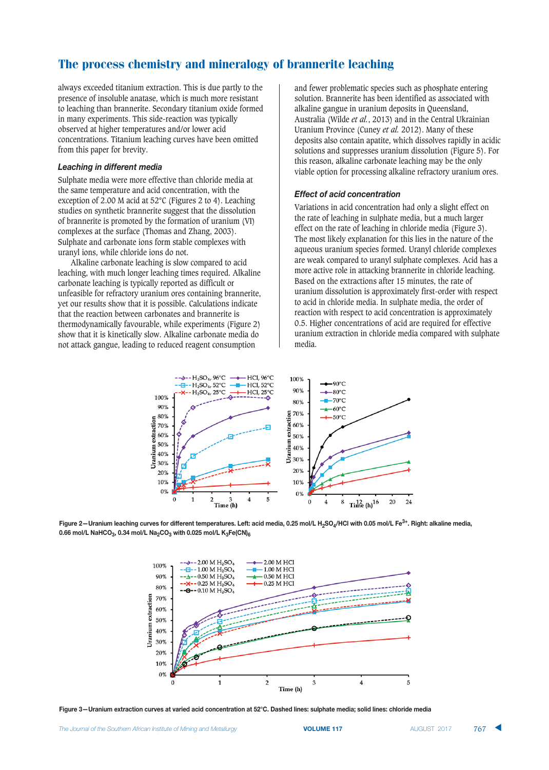always exceeded titanium extraction. This is due partly to the presence of insoluble anatase, which is much more resistant to leaching than brannerite. Secondary titanium oxide formed in many experiments. This side-reaction was typically observed at higher temperatures and/or lower acid concentrations. Titanium leaching curves have been omitted from this paper for brevity.

### *Leaching in different media*

Sulphate media were more effective than chloride media at the same temperature and acid concentration, with the exception of 2.00 M acid at 52°C (Figures 2 to 4). Leaching studies on synthetic brannerite suggest that the dissolution of brannerite is promoted by the formation of uranium (VI) complexes at the surface (Thomas and Zhang, 2003). Sulphate and carbonate ions form stable complexes with uranyl ions, while chloride ions do not.

Alkaline carbonate leaching is slow compared to acid leaching, with much longer leaching times required. Alkaline carbonate leaching is typically reported as difficult or unfeasible for refractory uranium ores containing brannerite, yet our results show that it is possible. Calculations indicate that the reaction between carbonates and brannerite is thermodynamically favourable, while experiments (Figure 2) show that it is kinetically slow. Alkaline carbonate media do not attack gangue, leading to reduced reagent consumption and fewer problematic species such as phosphate entering solution. Brannerite has been identified as associated with alkaline gangue in uranium deposits in Queensland, Australia (Wilde *et al.*, 2013) and in the Central Ukrainian Uranium Province (Cuney *et al.* 2012). Many of these deposits also contain apatite, which dissolves rapidly in acidic solutions and suppresses uranium dissolution (Figure 5). For this reason, alkaline carbonate leaching may be the only viable option for processing alkaline refractory uranium ores.

### *Effect of acid concentration*

Variations in acid concentration had only a slight effect on the rate of leaching in sulphate media, but a much larger effect on the rate of leaching in chloride media (Figure 3). The most likely explanation for this lies in the nature of the aqueous uranium species formed. Uranyl chloride complexes are weak compared to uranyl sulphate complexes. Acid has a more active role in attacking brannerite in chloride leaching. Based on the extractions after 15 minutes, the rate of uranium dissolution is approximately first-order with respect to acid in chloride media. In sulphate media, the order of reaction with respect to acid concentration is approximately 0.5. Higher concentrations of acid are required for effective uranium extraction in chloride media compared with sulphate media.

Figure 2—Uranium leaching curves for different temperatures. Left: acid media, 0.25 mol/L $H_2SO_4$/HCl with 0.05 mol/L $Fe^{3+}$. Right: alkaline media, 0.66 mol/L $NaHCO_3$, 0.34 mol/L $Na_2CO_3$ with 0.025 mol/L $K_3Fe(CN)_6$

Figure 3—Uranium extraction curves at varied acid concentration at 52°C. Dashed lines: sulphate media; solid lines: chloride media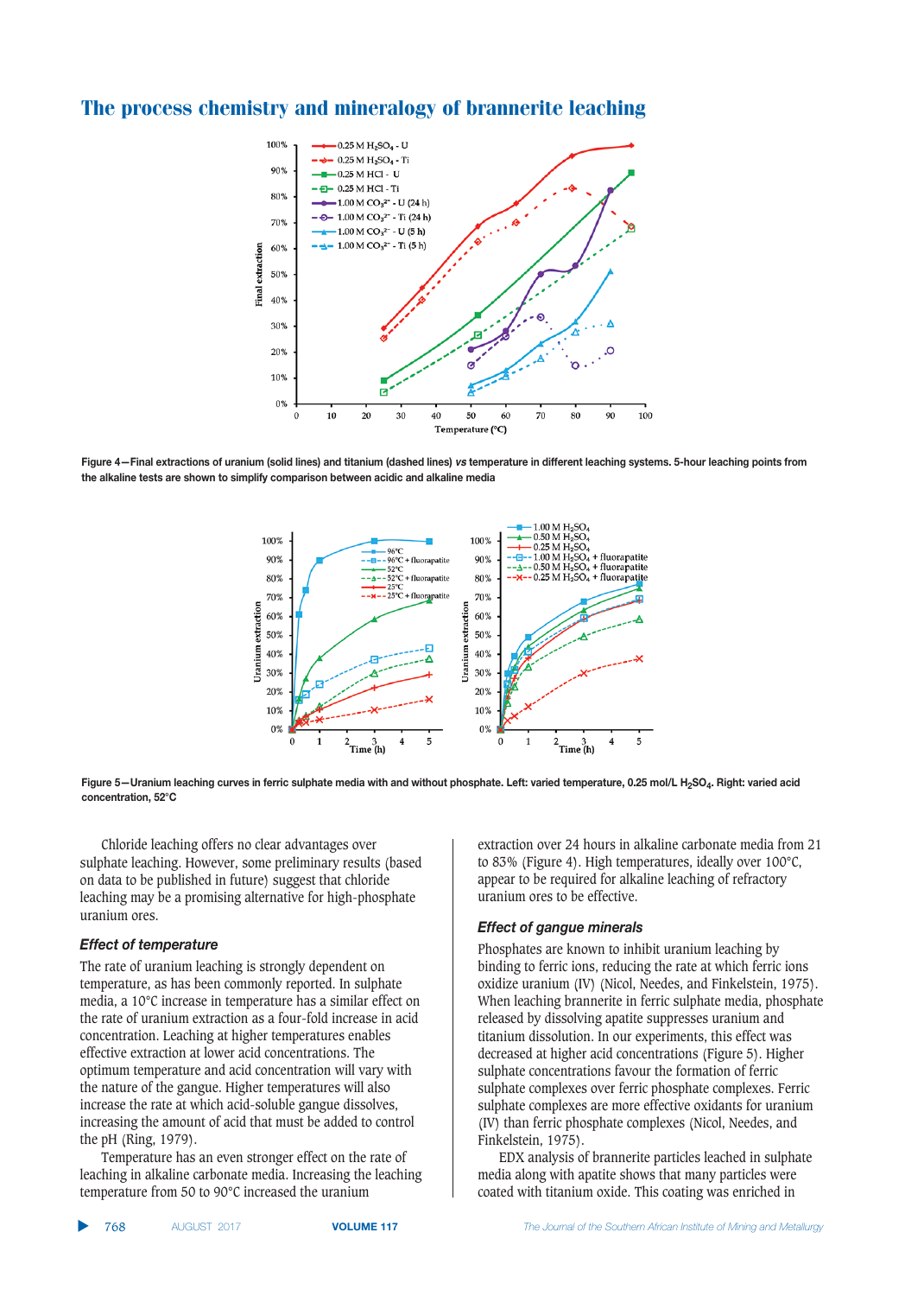Figure 4—Final extractions of uranium (solid lines) and titanium (dashed lines) *vs* temperature in different leaching systems. 5-hour leaching points from the alkaline tests are shown to simplify comparison between acidic and alkaline media

Figure 5—Uranium leaching curves in ferric sulphate media with and without phosphate. Left: varied temperature, 0.25 mol/L $H_2SO_4$. Right: varied acid concentration, 52°C

Chloride leaching offers no clear advantages over sulphate leaching. However, some preliminary results (based on data to be published in future) suggest that chloride leaching may be a promising alternative for high-phosphate uranium ores.

### *Effect of temperature*

The rate of uranium leaching is strongly dependent on temperature, as has been commonly reported. In sulphate media, a 10°C increase in temperature has a similar effect on the rate of uranium extraction as a four-fold increase in acid concentration. Leaching at higher temperatures enables effective extraction at lower acid concentrations. The optimum temperature and acid concentration will vary with the nature of the gangue. Higher temperatures will also increase the rate at which acid-soluble gangue dissolves, increasing the amount of acid that must be added to control the pH (Ring, 1979).

Temperature has an even stronger effect on the rate of leaching in alkaline carbonate media. Increasing the leaching temperature from 50 to 90°C increased the uranium extraction over 24 hours in alkaline carbonate media from 21 to 83% (Figure 4). High temperatures, ideally over 100°C, appear to be required for alkaline leaching of refractory uranium ores to be effective.

### *Effect of gangue minerals*

Phosphates are known to inhibit uranium leaching by binding to ferric ions, reducing the rate at which ferric ions oxidize uranium (IV) (Nicol, Needes, and Finkelstein, 1975). When leaching brannerite in ferric sulphate media, phosphate released by dissolving apatite suppresses uranium and titanium dissolution. In our experiments, this effect was decreased at higher acid concentrations (Figure 5). Higher sulphate concentrations favour the formation of ferric sulphate complexes over ferric phosphate complexes. Ferric sulphate complexes are more effective oxidants for uranium (IV) than ferric phosphate complexes (Nicol, Needes, and Finkelstein, 1975).

EDX analysis of brannerite particles leached in sulphate media along with apatite shows that many particles were coated with titanium oxide. This coating was enriched in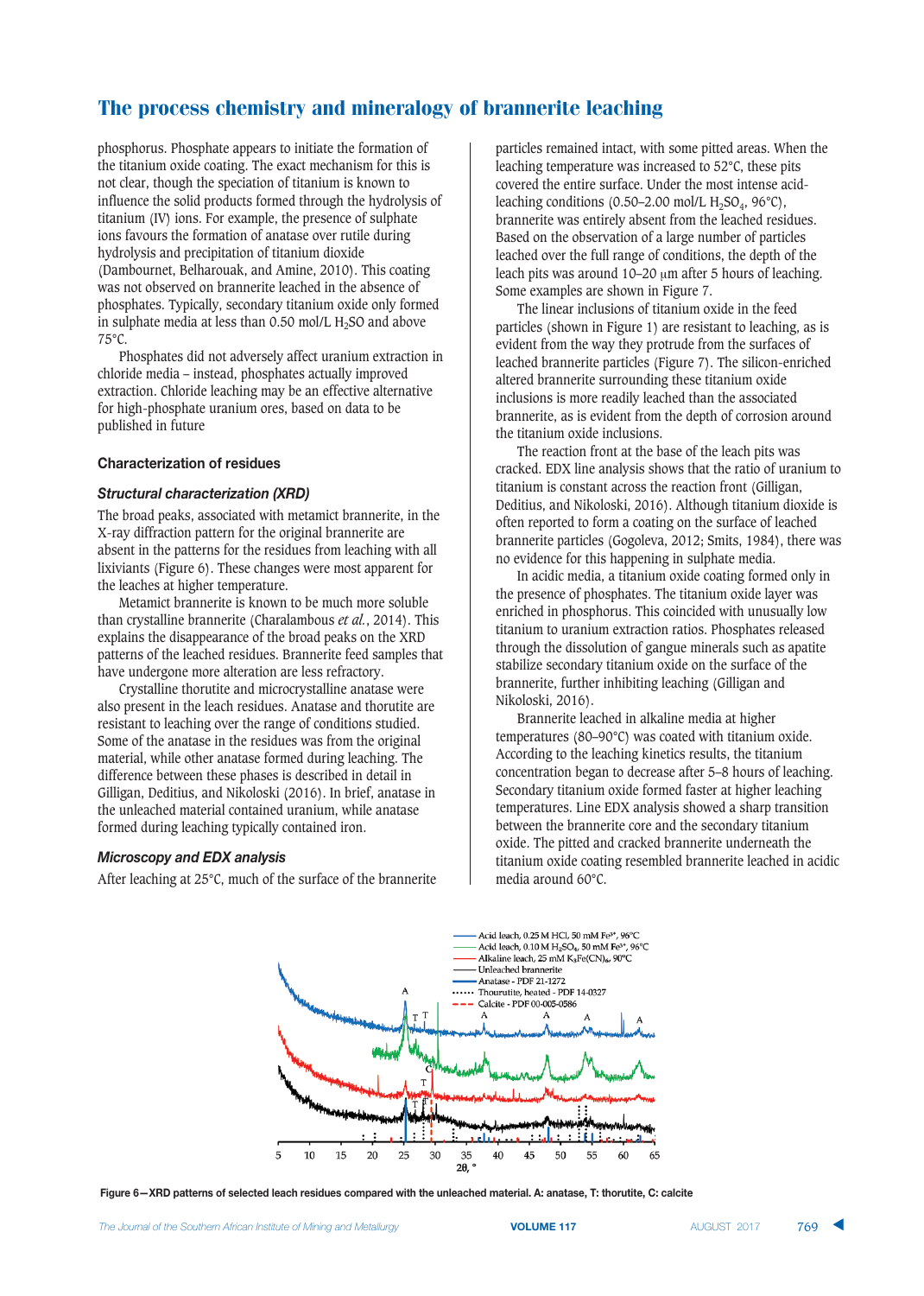phosphorus. Phosphate appears to initiate the formation of the titanium oxide coating. The exact mechanism for this is not clear, though the speciation of titanium is known to influence the solid products formed through the hydrolysis of titanium (IV) ions. For example, the presence of sulphate ions favours the formation of anatase over rutile during hydrolysis and precipitation of titanium dioxide (Dambournet, Belharouak, and Amine, 2010). This coating was not observed on brannerite leached in the absence of phosphates. Typically, secondary titanium oxide only formed in sulphate media at less than 0.50 mol/L $H_2SO$ and above 75°C.

Phosphates did not adversely affect uranium extraction in chloride media – instead, phosphates actually improved extraction. Chloride leaching may be an effective alternative for high-phosphate uranium ores, based on data to be published in future

## Characterization of residues

### *Structural characterization (XRD)*

The broad peaks, associated with metamict brannerite, in the X-ray diffraction pattern for the original brannerite are absent in the patterns for the residues from leaching with all lixiviants (Figure 6). These changes were most apparent for the leaches at higher temperature.

Metamict brannerite is known to be much more soluble than crystalline brannerite (Charalambous *et al.*, 2014). This explains the disappearance of the broad peaks on the XRD patterns of the leached residues. Brannerite feed samples that have undergone more alteration are less refractory.

Crystalline thorutite and microcrystalline anatase were also present in the leach residues. Anatase and thorutite are resistant to leaching over the range of conditions studied. Some of the anatase in the residues was from the original material, while other anatase formed during leaching. The difference between these phases is described in detail in Gilligan, Deditius, and Nikoloski (2016). In brief, anatase in the unleached material contained uranium, while anatase formed during leaching typically contained iron.

### *Microscopy and EDX analysis*

After leaching at 25°C, much of the surface of the brannerite particles remained intact, with some pitted areas. When the leaching temperature was increased to 52°C, these pits covered the entire surface. Under the most intense acid-leaching conditions (0.50–2.00 mol/L $H_2SO_4$, 96°C), brannerite was entirely absent from the leached residues. Based on the observation of a large number of particles leached over the full range of conditions, the depth of the leach pits was around 10–20 μm after 5 hours of leaching. Some examples are shown in Figure 7.

The linear inclusions of titanium oxide in the feed particles (shown in Figure 1) are resistant to leaching, as is evident from the way they protrude from the surfaces of leached brannerite particles (Figure 7). The silicon-enriched altered brannerite surrounding these titanium oxide inclusions is more readily leached than the associated brannerite, as is evident from the depth of corrosion around the titanium oxide inclusions.

The reaction front at the base of the leach pits was cracked. EDX line analysis shows that the ratio of uranium to titanium is constant across the reaction front (Gilligan, Deditius, and Nikoloski, 2016). Although titanium dioxide is often reported to form a coating on the surface of leached brannerite particles (Gogoleva, 2012; Smits, 1984), there was no evidence for this happening in sulphate media.

In acidic media, a titanium oxide coating formed only in the presence of phosphates. The titanium oxide layer was enriched in phosphorus. This coincided with unusually low titanium to uranium extraction ratios. Phosphates released through the dissolution of gangue minerals such as apatite stabilize secondary titanium oxide on the surface of the brannerite, further inhibiting leaching (Gilligan and Nikoloski, 2016).

Brannerite leached in alkaline media at higher temperatures (80–90°C) was coated with titanium oxide. According to the leaching kinetics results, the titanium concentration began to decrease after 5–8 hours of leaching. Secondary titanium oxide formed faster at higher leaching temperatures. Line EDX analysis showed a sharp transition between the brannerite core and the secondary titanium oxide. The pitted and cracked brannerite underneath the titanium oxide coating resembled brannerite leached in acidic media around 60°C.

**Figure 6—XRD patterns of selected leach residues compared with the unleached material. A: anatase, T: thorutite, C: calcite**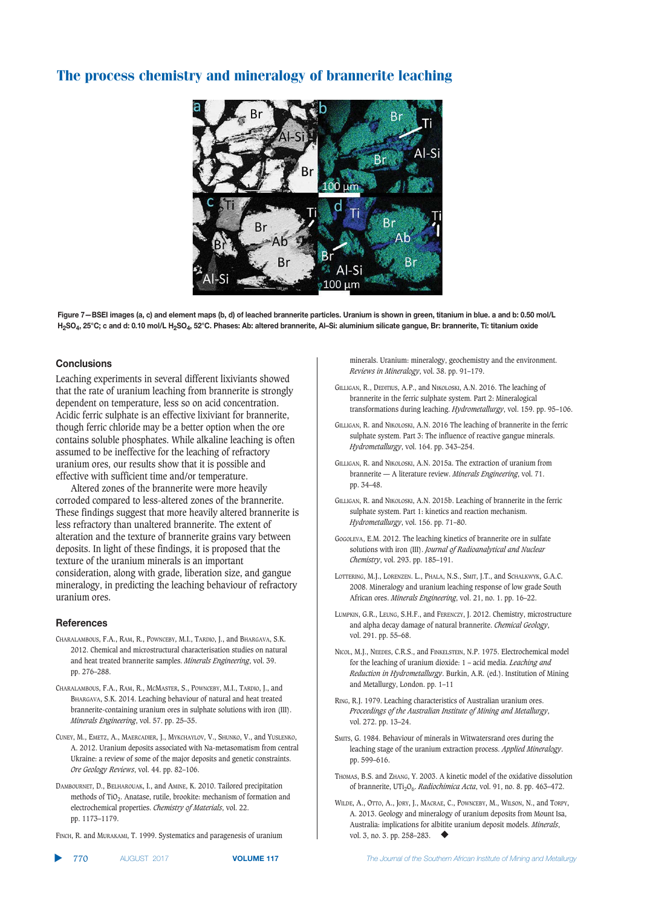Figure 7—BSEI images (a, c) and element maps (b, d) of leached brannerite particles. Uranium is shown in green, titanium in blue. a and b: 0.50 mol/L $H_2SO_4$, 25°C; c and d: 0.10 mol/L $H_2SO_4$, 52°C. Phases: Ab: altered brannerite, Al–Si: aluminium silicate gangue, Br: brannerite, Ti: titanium oxide

## Conclusions

Leaching experiments in several different lixiviants showed that the rate of uranium leaching from brannerite is strongly dependent on temperature, less so on acid concentration. Acidic ferric sulphate is an effective lixiviant for brannerite, though ferric chloride may be a better option when the ore contains soluble phosphates. While alkaline leaching is often assumed to be ineffective for the leaching of refractory uranium ores, our results show that it is possible and effective with sufficient time and/or temperature.

Altered zones of the brannerite were more heavily corroded compared to less-altered zones of the brannerite. These findings suggest that more heavily altered brannerite is less refractory than unaltered brannerite. The extent of alteration and the texture of brannerite grains vary between deposits. In light of these findings, it is proposed that the texture of the uranium minerals is an important consideration, along with grade, liberation size, and gangue mineralogy, in predicting the leaching behaviour of refractory uranium ores.

## References

Charalambous, F.A., Ram, R., Pownceby, M.I., Tardio, J., and Bhargava, S.K. 2012. Chemical and microstructural characterisation studies on natural and heat treated brannerite samples. *Minerals Engineering*, vol. 39. pp. 276–288.

Charalambous, F.A., Ram, R., McMaster, S., Pownceby, M.I., Tardio, J., and Bhargava, S.K. 2014. Leaching behaviour of natural and heat treated brannerite-containing uranium ores in sulphate solutions with iron (III). *Minerals Engineering*, vol. 57. pp. 25–35.

Cuney, M., Emetz, A., Maercadier, J., Mykchaylov, V., Shunko, V., and Yuslenko, A. 2012. Uranium deposits associated with Na-metasomatism from central Ukraine: a review of some of the major deposits and genetic constraints. *Ore Geology Reviews*, vol. 44. pp. 82–106.

Dambournet, D., Belharouak, I., and Amine, K. 2010. Tailored precipitation methods of $TiO_2$. Anatase, rutile, brookite: mechanism of formation and electrochemical properties. *Chemistry of Materials*, vol. 22. pp. 1173–1179.

Finch, R. and Murakami, T. 1999. Systematics and paragenesis of uranium minerals. Uranium: mineralogy, geochemistry and the environment. *Reviews in Mineralogy*, vol. 38. pp. 91–179.

Gilligan, R., Deditius, A.P., and Nikoloski, A.N. 2016. The leaching of brannerite in the ferric sulphate system. Part 2: Mineralogical transformations during leaching. *Hydrometallurgy*, vol. 159. pp. 95–106.

Gilligan, R. and Nikoloski, A.N. 2016 The leaching of brannerite in the ferric sulphate system. Part 3: The influence of reactive gangue minerals. *Hydrometallurgy*, vol. 164. pp. 343–254.

Gilligan, R. and Nikoloski, A.N. 2015a. The extraction of uranium from brannerite — A literature review. *Minerals Engineering*, vol. 71. pp. 34–48.

Gilligan, R. and Nikoloski, A.N. 2015b. Leaching of brannerite in the ferric sulphate system. Part 1: kinetics and reaction mechanism. *Hydrometallurgy*, vol. 156. pp. 71–80.

Gogoleva, E.M. 2012. The leaching kinetics of brannerite ore in sulfate solutions with iron (III). *Journal of Radioanalytical and Nuclear Chemistry*, vol. 293. pp. 185–191.

Lottering, M.J., Lorenzen. L., Phala, N.S., Smit, J.T., and Schalkwyk, G.A.C. 2008. Mineralogy and uranium leaching response of low grade South African ores. *Minerals Engineering*, vol. 21, no. 1. pp. 16–22.

Lumpkin, G.R., Leung, S.H.F., and Ferenczy, J. 2012. Chemistry, microstructure and alpha decay damage of natural brannerite. *Chemical Geology*, vol. 291. pp. 55–68.

Nicol, M.J., Needes, C.R.S., and Finkelstein, N.P. 1975. Electrochemical model for the leaching of uranium dioxide: 1 – acid media. *Leaching and Reduction in Hydrometallurgy*. Burkin, A.R. (ed.). Institution of Mining and Metallurgy, London. pp. 1–11

Ring, R.J. 1979. Leaching characteristics of Australian uranium ores. *Proceedings of the Australian Institute of Mining and Metallurgy*, vol. 272. pp. 13–24.

Smits, G. 1984. Behaviour of minerals in Witwatersrand ores during the leaching stage of the uranium extraction process. *Applied Mineralogy*. pp. 599–616.

Thomas, B.S. and Zhang, Y. 2003. A kinetic model of the oxidative dissolution of brannerite, $UTi_2O_6$. *Radiochimica Acta*, vol. 91, no. 8. pp. 463–472.

Wilde, A., Otto, A., Jory, J., Macrae, C., Pownceby, M., Wilson, N., and Torpy, A. 2013. Geology and mineralogy of uranium deposits from Mount Isa, Australia: implications for albitite uranium deposit models. *Minerals*, vol. 3, no. 3. pp. 258–283. ◆